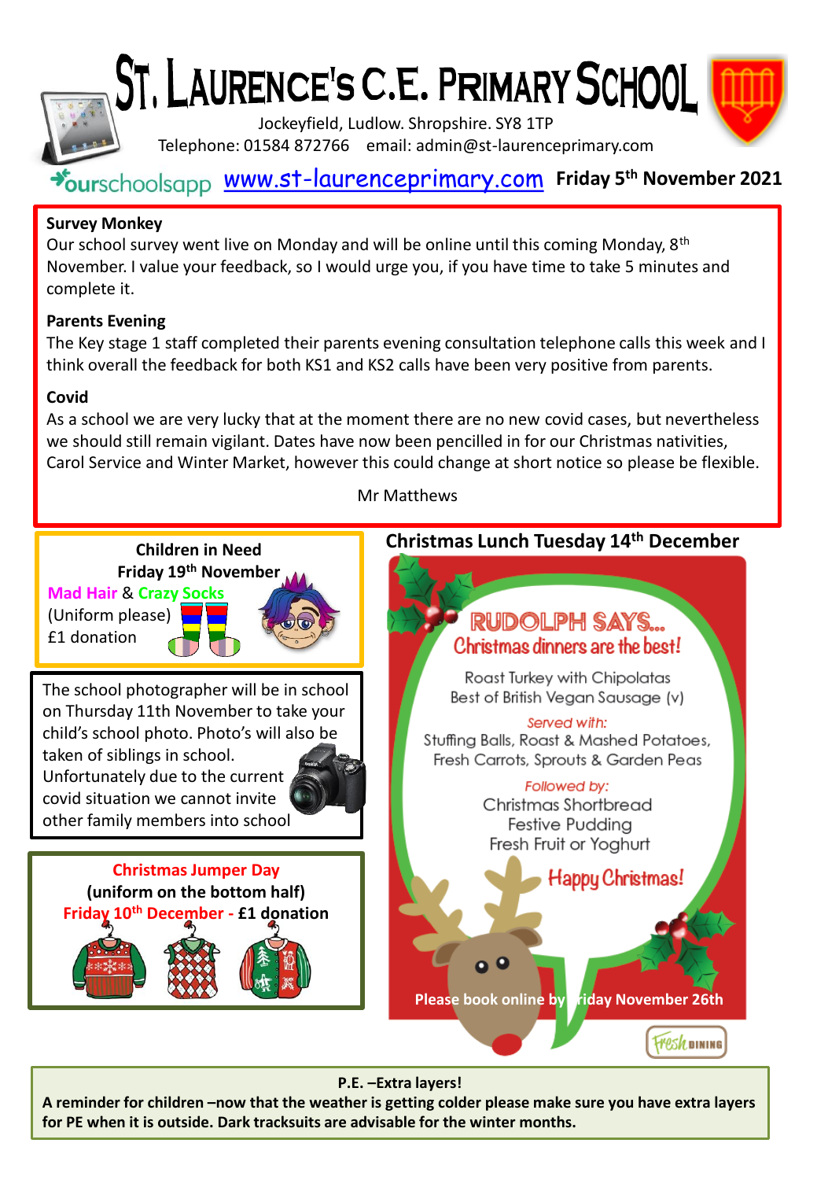# St. Laurence's C.E. Primary School

Jockeyfield, Ludlow. Shropshire. SY8 1TP

Telephone: 01584 872766 email: admin@st-laurenceprimary.com

ourschoolsapp www.st-laurenceprimary.com **Friday 5th November 2021**

**Survey Monkey**

Our school survey went live on Monday and will be online until this coming Monday, 8th November. I value your feedback, so I would urge you, if you have time to take 5 minutes and complete it.

**Parents Evening**

The Key stage 1 staff completed their parents evening consultation telephone calls this week and I think overall the feedback for both KS1 and KS2 calls have been very positive from parents.

**Covid**

As a school we are very lucky that at the moment there are no new covid cases, but nevertheless we should still remain vigilant. Dates have now been pencilled in for our Christmas nativities, Carol Service and Winter Market, however this could change at short notice so please be flexible.

Mr Matthews

**Children in Need**
**Friday 19th November**
Mad Hair & Crazy Socks
(Uniform please)
£1 donation

The school photographer will be in school on Thursday 11th November to take your child's school photo. Photo's will also be taken of siblings in school. Unfortunately due to the current covid situation we cannot invite other family members into school

**Christmas Jumper Day**
**(uniform on the bottom half)**
**Friday 10th December - £1 donation**

## Christmas Lunch Tuesday 14th December

RUDOLPH SAYS...
Christmas dinners are the best!

Roast Turkey with Chipolatas
Best of British Vegan Sausage (v)

*Served with:*
Stuffing Balls, Roast & Mashed Potatoes,
Fresh Carrots, Sprouts & Garden Peas

*Followed by:*
Christmas Shortbread
Festive Pudding
Fresh Fruit or Yoghurt

Happy Christmas!

**Please book online by Friday November 26th**

Fresh Dining

**P.E. –Extra layers!**

**A reminder for children –now that the weather is getting colder please make sure you have extra layers for PE when it is outside. Dark tracksuits are advisable for the winter months.**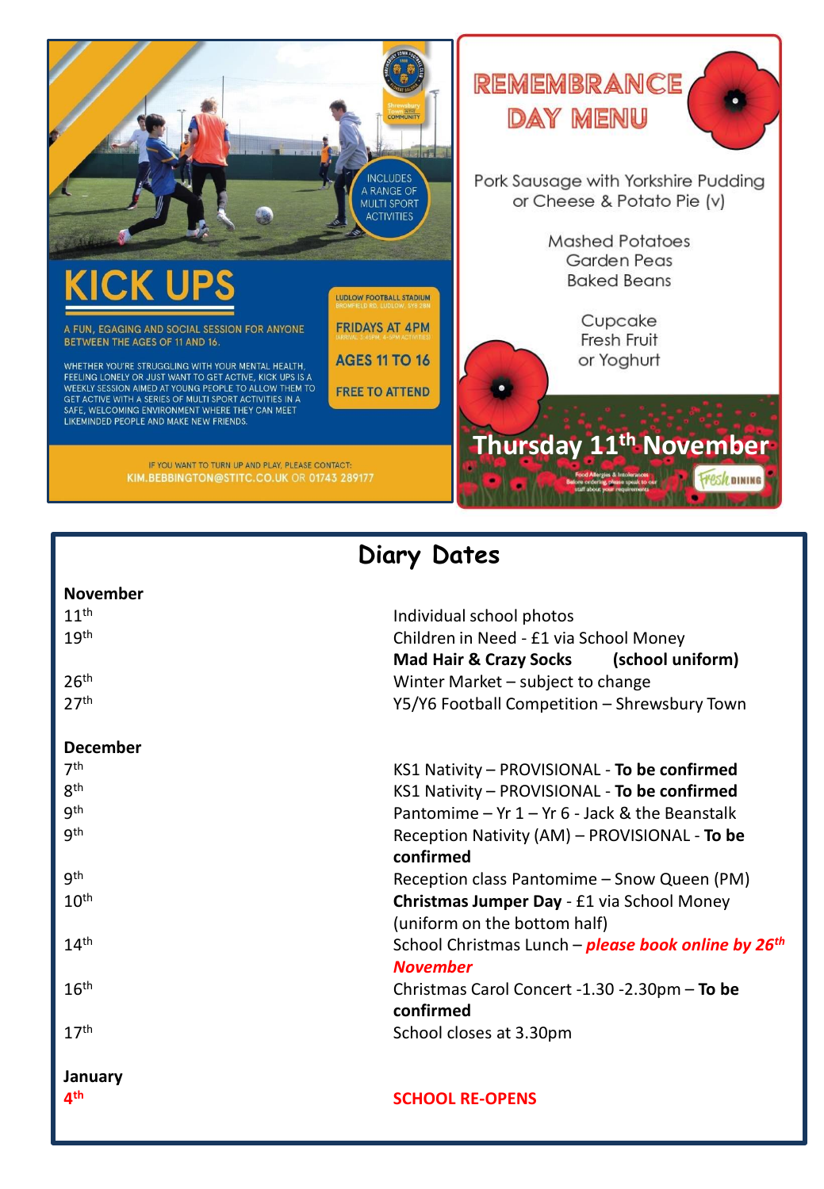# KICK UPS

INCLUDES A RANGE OF MULTI SPORT ACTIVITIES

A FUN, EGAGING AND SOCIAL SESSION FOR ANYONE BETWEEN THE AGES OF 11 AND 16.

WHETHER YOU'RE STRUGGLING WITH YOUR MENTAL HEALTH, FEELING LONELY OR JUST WANT TO GET ACTIVE, KICK UPS IS A WEEKLY SESSION AIMED AT YOUNG PEOPLE TO ALLOW THEM TO GET ACTIVE WITH A SERIES OF MULTI SPORT ACTIVITIES IN A SAFE, WELCOMING ENVIRONMENT WHERE THEY CAN MEET LIKEMINDED PEOPLE AND MAKE NEW FRIENDS.

LUDLOW FOOTBALL STADIUM
BROMFIELD RD, LUDLOW, SY8 2BN

FRIDAYS AT 4PM
(ARRIVAL 3:45PM, 4-5PM ACTIVITIES)

AGES 11 TO 16

FREE TO ATTEND

IF YOU WANT TO TURN UP AND PLAY, PLEASE CONTACT:
KIM.BEBBINGTON@STITC.CO.UK OR 01743 289177

# REMEMBRANCE DAY MENU

Pork Sausage with Yorkshire Pudding
or Cheese & Potato Pie (v)

Mashed Potatoes
Garden Peas
Baked Beans

Cupcake
Fresh Fruit
or Yoghurt

**Thursday 11th November**

Food Allergies & Intolerances
Before ordering, please speak to our staff about your requirements

Fresh DINING

# Diary Dates

**November**

| | |
|---|---|
| 11th | Individual school photos |
| 19th | Children in Need - £1 via School Money<br>**Mad Hair & Crazy Socks (school uniform)** |
| 26th | Winter Market – subject to change |
| 27th | Y5/Y6 Football Competition – Shrewsbury Town |

**December**

| | |
|---|---|
| 7th | KS1 Nativity – PROVISIONAL - **To be confirmed** |
| 8th | KS1 Nativity – PROVISIONAL - **To be confirmed** |
| 9th | Pantomime – Yr 1 – Yr 6 - Jack & the Beanstalk |
| 9th | Reception Nativity (AM) – PROVISIONAL - **To be confirmed** |
| 9th | Reception class Pantomime – Snow Queen (PM) |
| 10th | **Christmas Jumper Day** - £1 via School Money (uniform on the bottom half) |
| 14th | School Christmas Lunch – ***please book online by 26th November*** |
| 16th | Christmas Carol Concert -1.30 -2.30pm – **To be confirmed** |
| 17th | School closes at 3.30pm |

**January**

| | |
|---|---|
| **4th** | **SCHOOL RE-OPENS** |